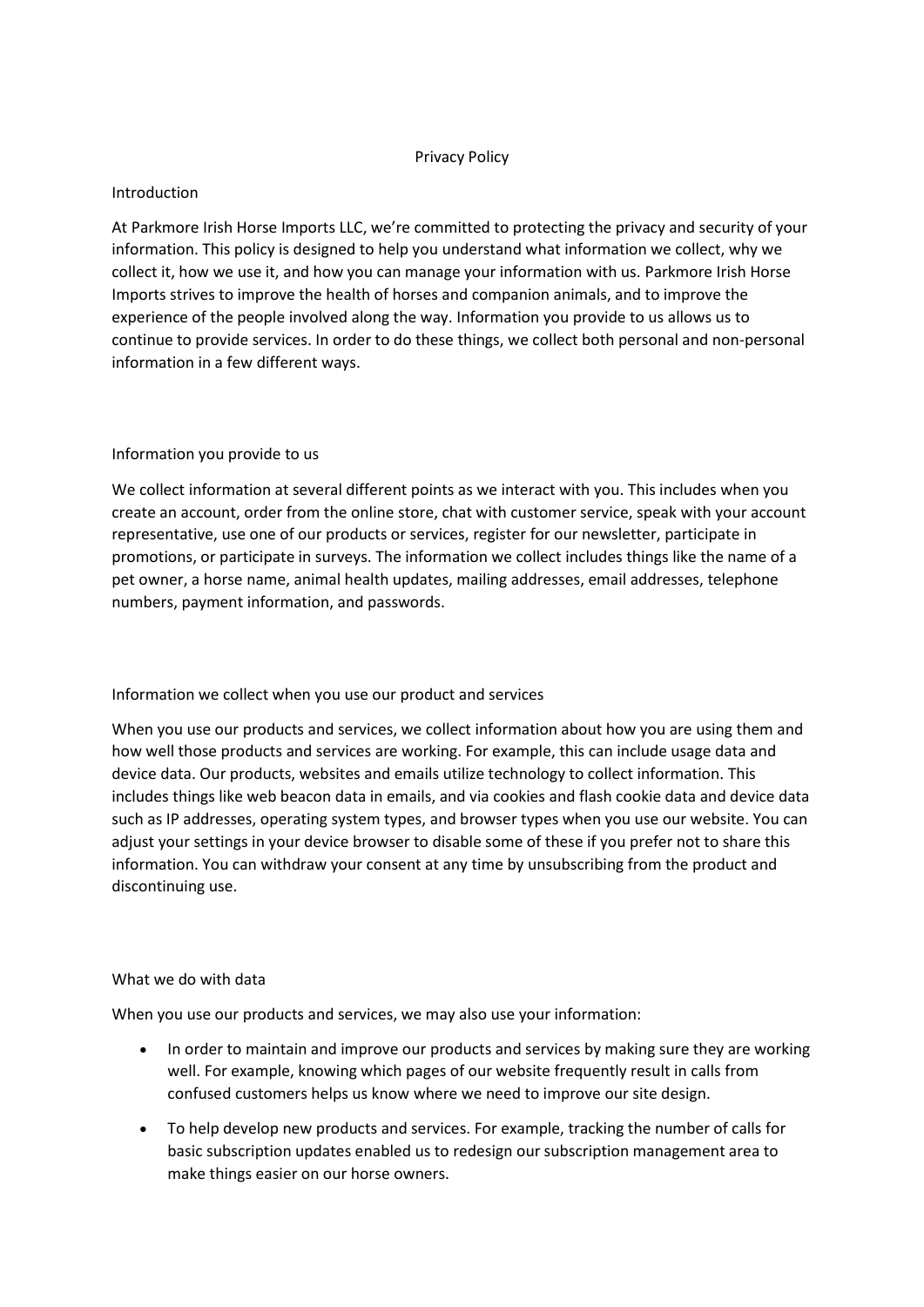# Privacy Policy

## Introduction

At Parkmore Irish Horse Imports LLC, we're committed to protecting the privacy and security of your information. This policy is designed to help you understand what information we collect, why we collect it, how we use it, and how you can manage your information with us. Parkmore Irish Horse Imports strives to improve the health of horses and companion animals, and to improve the experience of the people involved along the way. Information you provide to us allows us to continue to provide services. In order to do these things, we collect both personal and non-personal information in a few different ways.

## Information you provide to us

We collect information at several different points as we interact with you. This includes when you create an account, order from the online store, chat with customer service, speak with your account representative, use one of our products or services, register for our newsletter, participate in promotions, or participate in surveys. The information we collect includes things like the name of a pet owner, a horse name, animal health updates, mailing addresses, email addresses, telephone numbers, payment information, and passwords.

## Information we collect when you use our product and services

When you use our products and services, we collect information about how you are using them and how well those products and services are working. For example, this can include usage data and device data. Our products, websites and emails utilize technology to collect information. This includes things like web beacon data in emails, and via cookies and flash cookie data and device data such as IP addresses, operating system types, and browser types when you use our website. You can adjust your settings in your device browser to disable some of these if you prefer not to share this information. You can withdraw your consent at any time by unsubscribing from the product and discontinuing use.

## What we do with data

When you use our products and services, we may also use your information:

- In order to maintain and improve our products and services by making sure they are working well. For example, knowing which pages of our website frequently result in calls from confused customers helps us know where we need to improve our site design.
- To help develop new products and services. For example, tracking the number of calls for basic subscription updates enabled us to redesign our subscription management area to make things easier on our horse owners.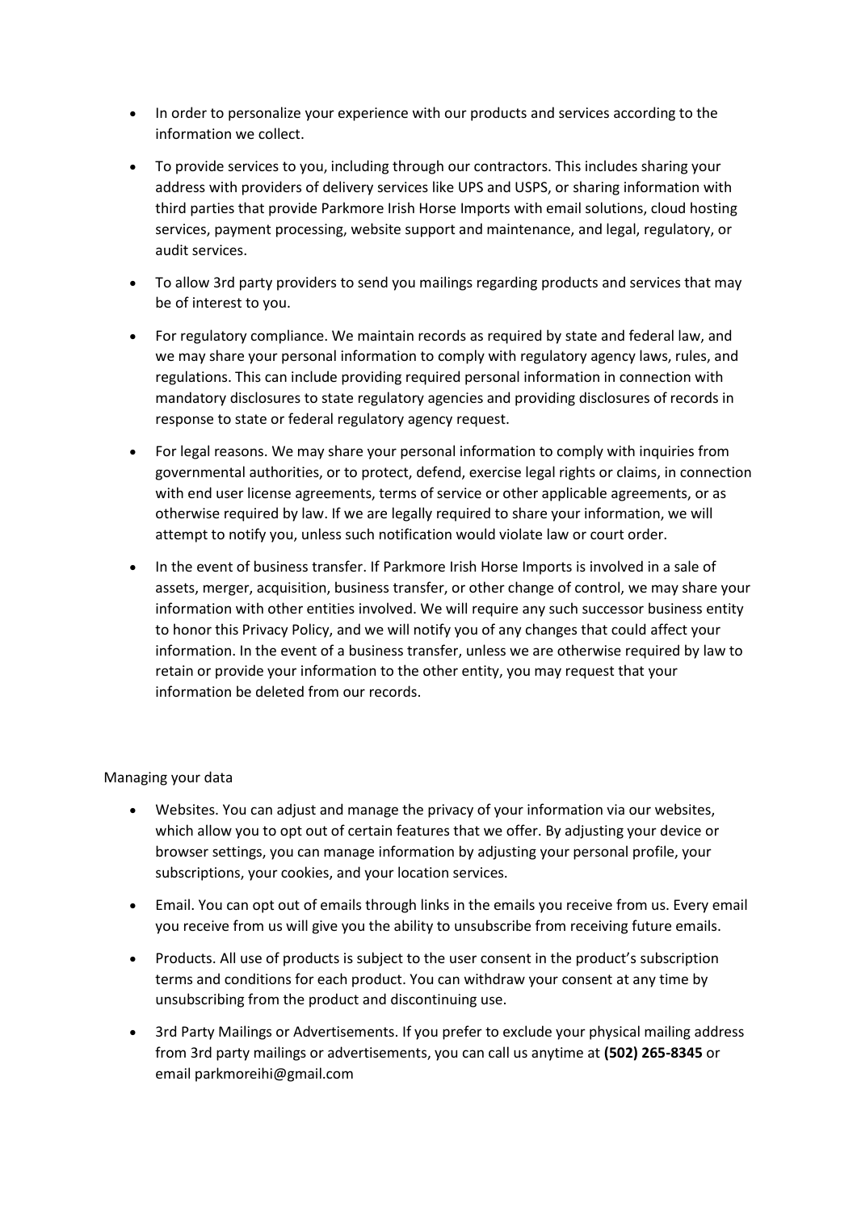- In order to personalize your experience with our products and services according to the information we collect.
- To provide services to you, including through our contractors. This includes sharing your address with providers of delivery services like UPS and USPS, or sharing information with third parties that provide Parkmore Irish Horse Imports with email solutions, cloud hosting services, payment processing, website support and maintenance, and legal, regulatory, or audit services.
- To allow 3rd party providers to send you mailings regarding products and services that may be of interest to you.
- For regulatory compliance. We maintain records as required by state and federal law, and we may share your personal information to comply with regulatory agency laws, rules, and regulations. This can include providing required personal information in connection with mandatory disclosures to state regulatory agencies and providing disclosures of records in response to state or federal regulatory agency request.
- For legal reasons. We may share your personal information to comply with inquiries from governmental authorities, or to protect, defend, exercise legal rights or claims, in connection with end user license agreements, terms of service or other applicable agreements, or as otherwise required by law. If we are legally required to share your information, we will attempt to notify you, unless such notification would violate law or court order.
- In the event of business transfer. If Parkmore Irish Horse Imports is involved in a sale of assets, merger, acquisition, business transfer, or other change of control, we may share your information with other entities involved. We will require any such successor business entity to honor this Privacy Policy, and we will notify you of any changes that could affect your information. In the event of a business transfer, unless we are otherwise required by law to retain or provide your information to the other entity, you may request that your information be deleted from our records.

Managing your data

- Websites. You can adjust and manage the privacy of your information via our websites, which allow you to opt out of certain features that we offer. By adjusting your device or browser settings, you can manage information by adjusting your personal profile, your subscriptions, your cookies, and your location services.
- Email. You can opt out of emails through links in the emails you receive from us. Every email you receive from us will give you the ability to unsubscribe from receiving future emails.
- Products. All use of products is subject to the user consent in the product's subscription terms and conditions for each product. You can withdraw your consent at any time by unsubscribing from the product and discontinuing use.
- 3rd Party Mailings or Advertisements. If you prefer to exclude your physical mailing address from 3rd party mailings or advertisements, you can call us anytime at **(502) 265-8345** or email parkmoreihi@gmail.com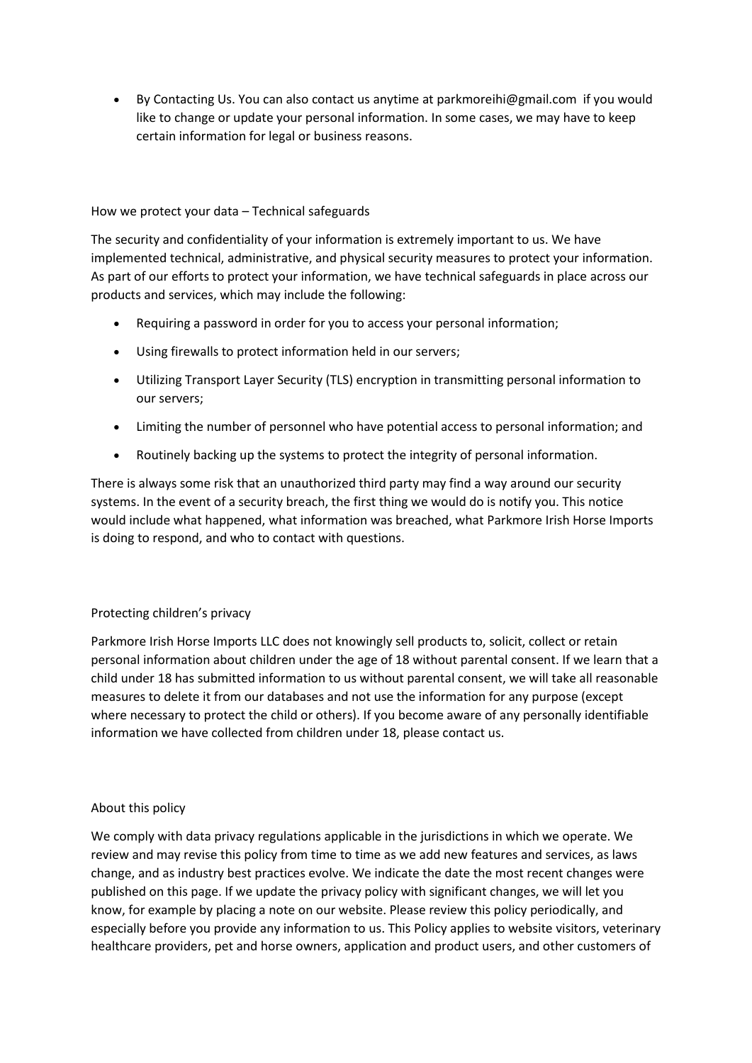- By Contacting Us. You can also contact us anytime at parkmoreihi@gmail.com if you would like to change or update your personal information. In some cases, we may have to keep certain information for legal or business reasons.

## How we protect your data – Technical safeguards

The security and confidentiality of your information is extremely important to us. We have implemented technical, administrative, and physical security measures to protect your information. As part of our efforts to protect your information, we have technical safeguards in place across our products and services, which may include the following:

- Requiring a password in order for you to access your personal information;
- Using firewalls to protect information held in our servers;
- Utilizing Transport Layer Security (TLS) encryption in transmitting personal information to our servers;
- Limiting the number of personnel who have potential access to personal information; and
- Routinely backing up the systems to protect the integrity of personal information.

There is always some risk that an unauthorized third party may find a way around our security systems. In the event of a security breach, the first thing we would do is notify you. This notice would include what happened, what information was breached, what Parkmore Irish Horse Imports is doing to respond, and who to contact with questions.

## Protecting children's privacy

Parkmore Irish Horse Imports LLC does not knowingly sell products to, solicit, collect or retain personal information about children under the age of 18 without parental consent. If we learn that a child under 18 has submitted information to us without parental consent, we will take all reasonable measures to delete it from our databases and not use the information for any purpose (except where necessary to protect the child or others). If you become aware of any personally identifiable information we have collected from children under 18, please contact us.

## About this policy

We comply with data privacy regulations applicable in the jurisdictions in which we operate. We review and may revise this policy from time to time as we add new features and services, as laws change, and as industry best practices evolve. We indicate the date the most recent changes were published on this page. If we update the privacy policy with significant changes, we will let you know, for example by placing a note on our website. Please review this policy periodically, and especially before you provide any information to us. This Policy applies to website visitors, veterinary healthcare providers, pet and horse owners, application and product users, and other customers of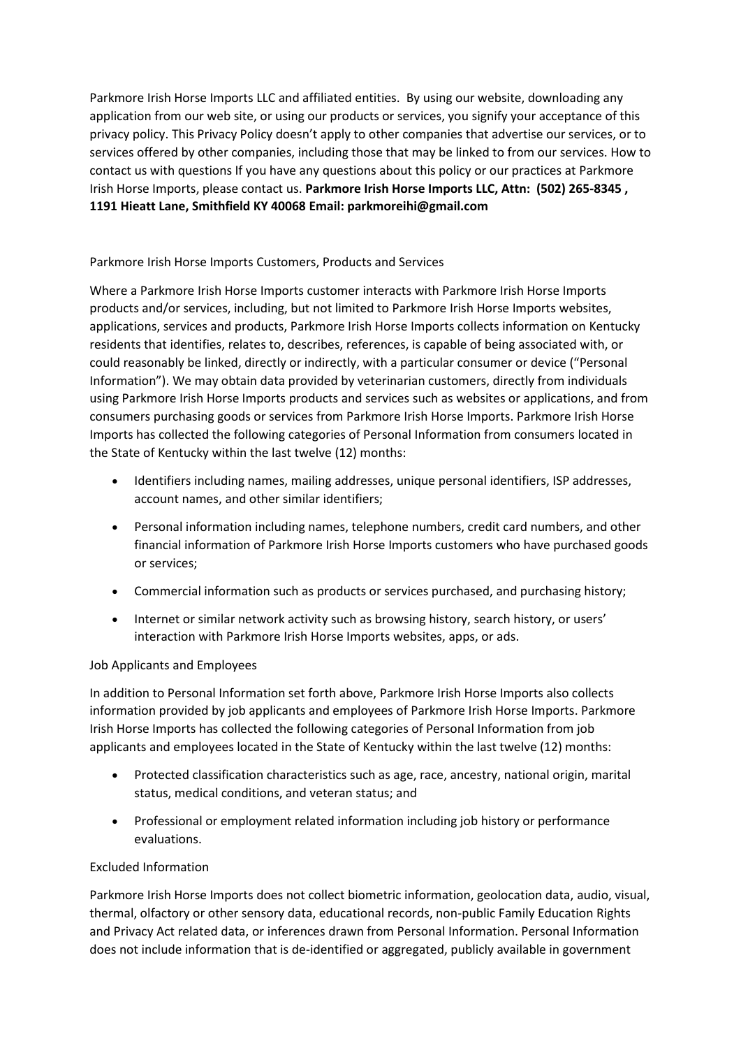Parkmore Irish Horse Imports LLC and affiliated entities. By using our website, downloading any application from our web site, or using our products or services, you signify your acceptance of this privacy policy. This Privacy Policy doesn't apply to other companies that advertise our services, or to services offered by other companies, including those that may be linked to from our services. How to contact us with questions If you have any questions about this policy or our practices at Parkmore Irish Horse Imports, please contact us. **Parkmore Irish Horse Imports LLC, Attn: (502) 265-8345 , 1191 Hieatt Lane, Smithfield KY 40068 Email: parkmoreihi@gmail.com**

Parkmore Irish Horse Imports Customers, Products and Services

Where a Parkmore Irish Horse Imports customer interacts with Parkmore Irish Horse Imports products and/or services, including, but not limited to Parkmore Irish Horse Imports websites, applications, services and products, Parkmore Irish Horse Imports collects information on Kentucky residents that identifies, relates to, describes, references, is capable of being associated with, or could reasonably be linked, directly or indirectly, with a particular consumer or device ("Personal Information"). We may obtain data provided by veterinarian customers, directly from individuals using Parkmore Irish Horse Imports products and services such as websites or applications, and from consumers purchasing goods or services from Parkmore Irish Horse Imports. Parkmore Irish Horse Imports has collected the following categories of Personal Information from consumers located in the State of Kentucky within the last twelve (12) months:

- Identifiers including names, mailing addresses, unique personal identifiers, ISP addresses, account names, and other similar identifiers;
- Personal information including names, telephone numbers, credit card numbers, and other financial information of Parkmore Irish Horse Imports customers who have purchased goods or services;
- Commercial information such as products or services purchased, and purchasing history;
- Internet or similar network activity such as browsing history, search history, or users' interaction with Parkmore Irish Horse Imports websites, apps, or ads.

Job Applicants and Employees

In addition to Personal Information set forth above, Parkmore Irish Horse Imports also collects information provided by job applicants and employees of Parkmore Irish Horse Imports. Parkmore Irish Horse Imports has collected the following categories of Personal Information from job applicants and employees located in the State of Kentucky within the last twelve (12) months:

- Protected classification characteristics such as age, race, ancestry, national origin, marital status, medical conditions, and veteran status; and
- Professional or employment related information including job history or performance evaluations.

Excluded Information

Parkmore Irish Horse Imports does not collect biometric information, geolocation data, audio, visual, thermal, olfactory or other sensory data, educational records, non-public Family Education Rights and Privacy Act related data, or inferences drawn from Personal Information. Personal Information does not include information that is de-identified or aggregated, publicly available in government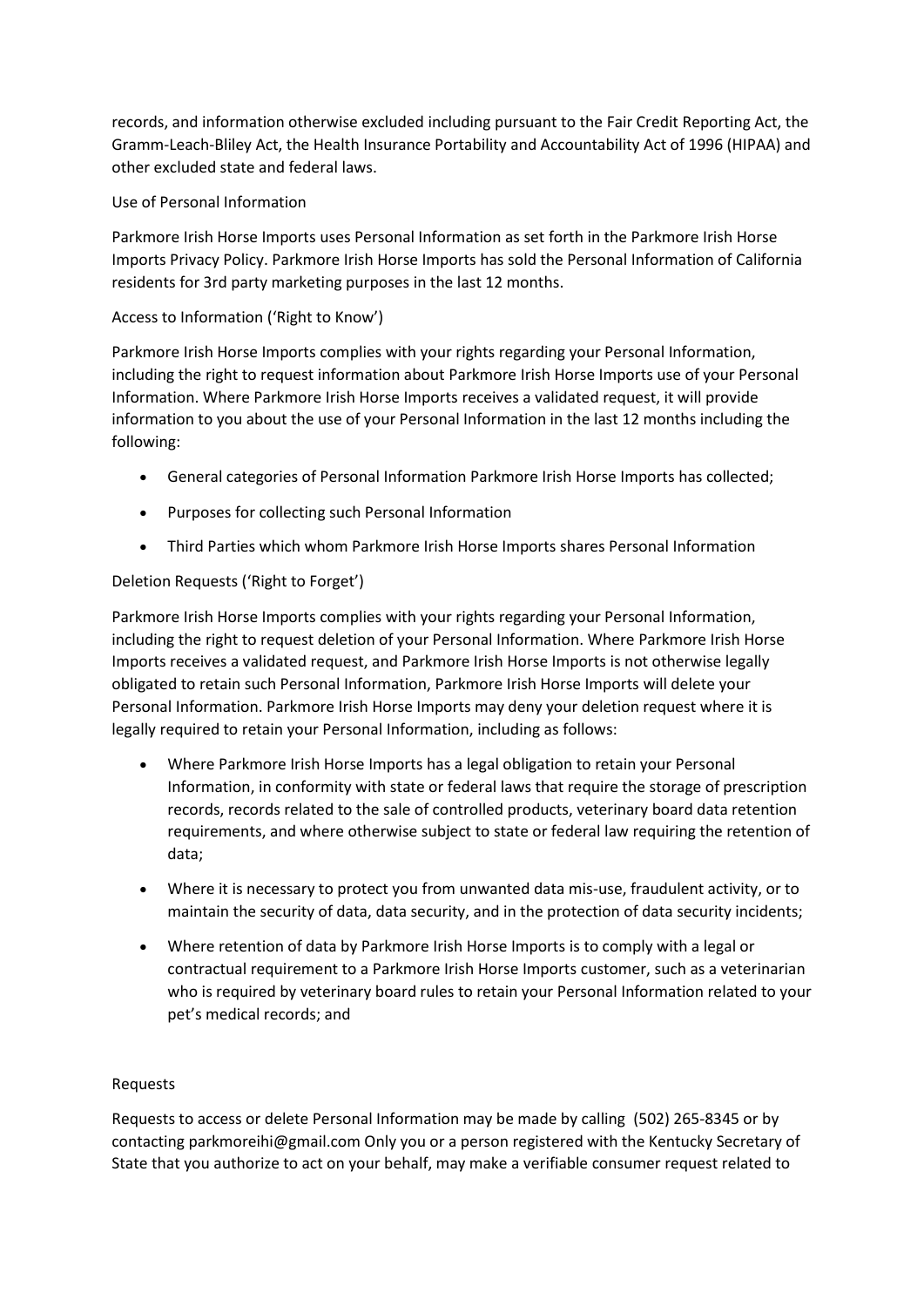records, and information otherwise excluded including pursuant to the Fair Credit Reporting Act, the Gramm-Leach-Bliley Act, the Health Insurance Portability and Accountability Act of 1996 (HIPAA) and other excluded state and federal laws.

Use of Personal Information

Parkmore Irish Horse Imports uses Personal Information as set forth in the Parkmore Irish Horse Imports Privacy Policy. Parkmore Irish Horse Imports has sold the Personal Information of California residents for 3rd party marketing purposes in the last 12 months.

Access to Information ('Right to Know')

Parkmore Irish Horse Imports complies with your rights regarding your Personal Information, including the right to request information about Parkmore Irish Horse Imports use of your Personal Information. Where Parkmore Irish Horse Imports receives a validated request, it will provide information to you about the use of your Personal Information in the last 12 months including the following:

- General categories of Personal Information Parkmore Irish Horse Imports has collected;
- Purposes for collecting such Personal Information
- Third Parties which whom Parkmore Irish Horse Imports shares Personal Information

Deletion Requests ('Right to Forget')

Parkmore Irish Horse Imports complies with your rights regarding your Personal Information, including the right to request deletion of your Personal Information. Where Parkmore Irish Horse Imports receives a validated request, and Parkmore Irish Horse Imports is not otherwise legally obligated to retain such Personal Information, Parkmore Irish Horse Imports will delete your Personal Information. Parkmore Irish Horse Imports may deny your deletion request where it is legally required to retain your Personal Information, including as follows:

- Where Parkmore Irish Horse Imports has a legal obligation to retain your Personal Information, in conformity with state or federal laws that require the storage of prescription records, records related to the sale of controlled products, veterinary board data retention requirements, and where otherwise subject to state or federal law requiring the retention of data;
- Where it is necessary to protect you from unwanted data mis-use, fraudulent activity, or to maintain the security of data, data security, and in the protection of data security incidents;
- Where retention of data by Parkmore Irish Horse Imports is to comply with a legal or contractual requirement to a Parkmore Irish Horse Imports customer, such as a veterinarian who is required by veterinary board rules to retain your Personal Information related to your pet's medical records; and

Requests

Requests to access or delete Personal Information may be made by calling (502) 265-8345 or by contacting parkmoreihi@gmail.com Only you or a person registered with the Kentucky Secretary of State that you authorize to act on your behalf, may make a verifiable consumer request related to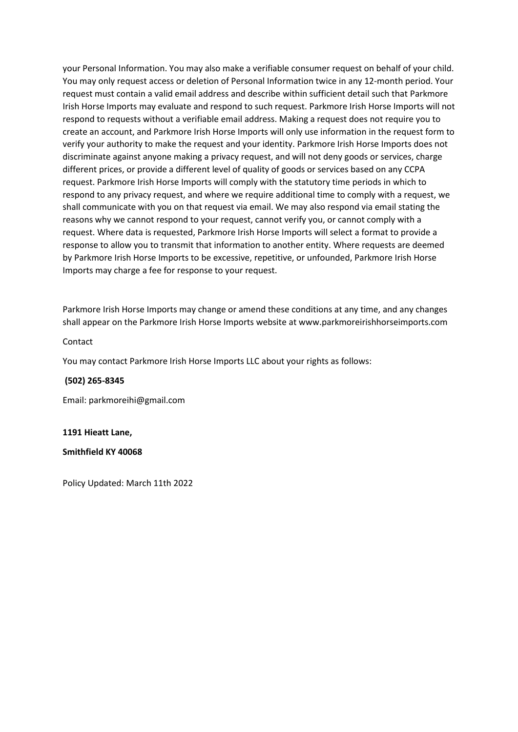your Personal Information. You may also make a verifiable consumer request on behalf of your child. You may only request access or deletion of Personal Information twice in any 12-month period. Your request must contain a valid email address and describe within sufficient detail such that Parkmore Irish Horse Imports may evaluate and respond to such request. Parkmore Irish Horse Imports will not respond to requests without a verifiable email address. Making a request does not require you to create an account, and Parkmore Irish Horse Imports will only use information in the request form to verify your authority to make the request and your identity. Parkmore Irish Horse Imports does not discriminate against anyone making a privacy request, and will not deny goods or services, charge different prices, or provide a different level of quality of goods or services based on any CCPA request. Parkmore Irish Horse Imports will comply with the statutory time periods in which to respond to any privacy request, and where we require additional time to comply with a request, we shall communicate with you on that request via email. We may also respond via email stating the reasons why we cannot respond to your request, cannot verify you, or cannot comply with a request. Where data is requested, Parkmore Irish Horse Imports will select a format to provide a response to allow you to transmit that information to another entity. Where requests are deemed by Parkmore Irish Horse Imports to be excessive, repetitive, or unfounded, Parkmore Irish Horse Imports may charge a fee for response to your request.

Parkmore Irish Horse Imports may change or amend these conditions at any time, and any changes shall appear on the Parkmore Irish Horse Imports website at www.parkmoreirishhorseimports.com

Contact

You may contact Parkmore Irish Horse Imports LLC about your rights as follows:

**(502) 265-8345**

Email: parkmoreihi@gmail.com

**1191 Hieatt Lane,**

**Smithfield KY 40068**

Policy Updated: March 11th 2022